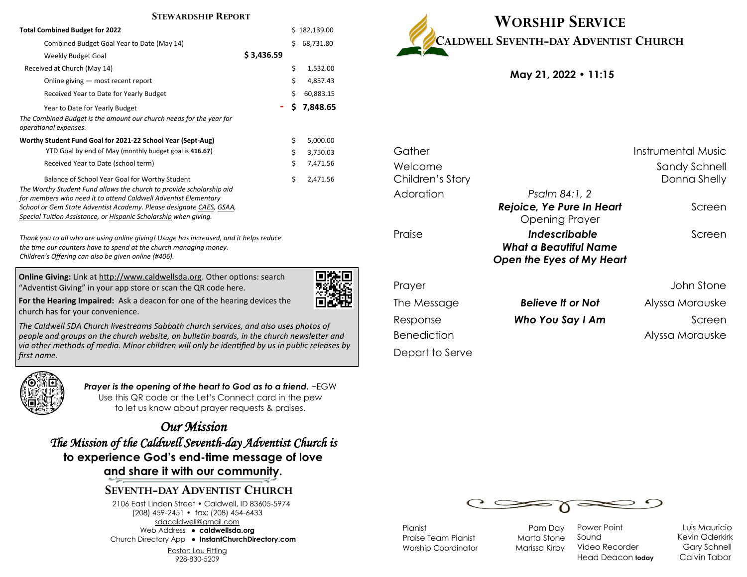## STEWARDSHIP REPORT

| | | |
|---|---|---|
| **Total Combined Budget for 2022** | | $ 182,139.00 |
| Combined Budget Goal Year to Date (May 14) | | $ 68,731.80 |
| Weekly Budget Goal | **$ 3,436.59** | |
| Received at Church (May 14) | | $ 1,532.00 |
| Online giving — most recent report | | $ 4,857.43 |
| Received Year to Date for Yearly Budget | | $ 60,883.15 |
| Year to Date for Yearly Budget | **-** | **$ 7,848.65** |

*The Combined Budget is the amount our church needs for the year for operational expenses.*

| | |
|---|---|
| **Worthy Student Fund Goal for 2021-22 School Year (Sept-Aug)** | $ 5,000.00 |
| YTD Goal by end of May (monthly budget goal is **416.67**) | $ 3,750.03 |
| Received Year to Date (school term) | $ 7,471.56 |
| Balance of School Year Goal for Worthy Student | $ 2,471.56 |

*The Worthy Student Fund allows the church to provide scholarship aid for members who need it to attend Caldwell Adventist Elementary School or Gem State Adventist Academy. Please designate CAES, GSAA, Special Tuition Assistance, or Hispanic Scholarship when giving.*

*Thank you to all who are using online giving! Usage has increased, and it helps reduce the time our counters have to spend at the church managing money. Children's Offering can also be given online (#406).*

**Online Giving:** Link at http://www.caldwellsda.org. Other options: search "Adventist Giving" in your app store or scan the QR code here.

**For the Hearing Impaired:** Ask a deacon for one of the hearing devices the church has for your convenience.

*The Caldwell SDA Church livestreams Sabbath church services, and also uses photos of people and groups on the church website, on bulletin boards, in the church newsletter and via other methods of media. Minor children will only be identified by us in public releases by first name.*

***Prayer is the opening of the heart to God as to a friend.*** ~EGW
Use this QR code or the Let's Connect card in the pew to let us know about prayer requests & praises.

## *Our Mission*

*The Mission of the Caldwell Seventh-day Adventist Church is* **to experience God's end-time message of love and share it with our community.**

### SEVENTH-DAY ADVENTIST CHURCH

2106 East Linden Street • Caldwell, ID 83605-5974
(208) 459-2451 • fax: (208) 454-6433
sdacaldwell@gmail.com
Web Address • **caldwellsda.org**
Church Directory App • **InstantChurchDirectory.com**
Pastor: Lou Fitting
928-830-5209

# WORSHIP SERVICE

## CALDWELL SEVENTH-DAY ADVENTIST CHURCH

**May 21, 2022 • 11:15**

| | | |
|---|---|---|
| Gather | | Instrumental Music |
| Welcome | | Sandy Schnell |
| Children's Story | | Donna Shelly |
| Adoration | *Psalm 84:1, 2* | |
| | ***Rejoice, Ye Pure In Heart*** | Screen |
| | Opening Prayer | |
| Praise | ***Indescribable*** | Screen |
| | ***What a Beautiful Name*** | |
| | ***Open the Eyes of My Heart*** | |
| Prayer | | John Stone |
| The Message | ***Believe It or Not*** | Alyssa Morauske |
| Response | ***Who You Say I Am*** | Screen |
| Benediction | | Alyssa Morauske |
| Depart to Serve | | |

| | | | |
|---|---|---|---|
| Pianist | Pam Day | Power Point | Luis Mauricio |
| Praise Team Pianist | Marta Stone | Sound | Kevin Oderkirk |
| Worship Coordinator | Marissa Kirby | Video Recorder | Gary Schnell |
| | | Head Deacon **today** | Calvin Tabor |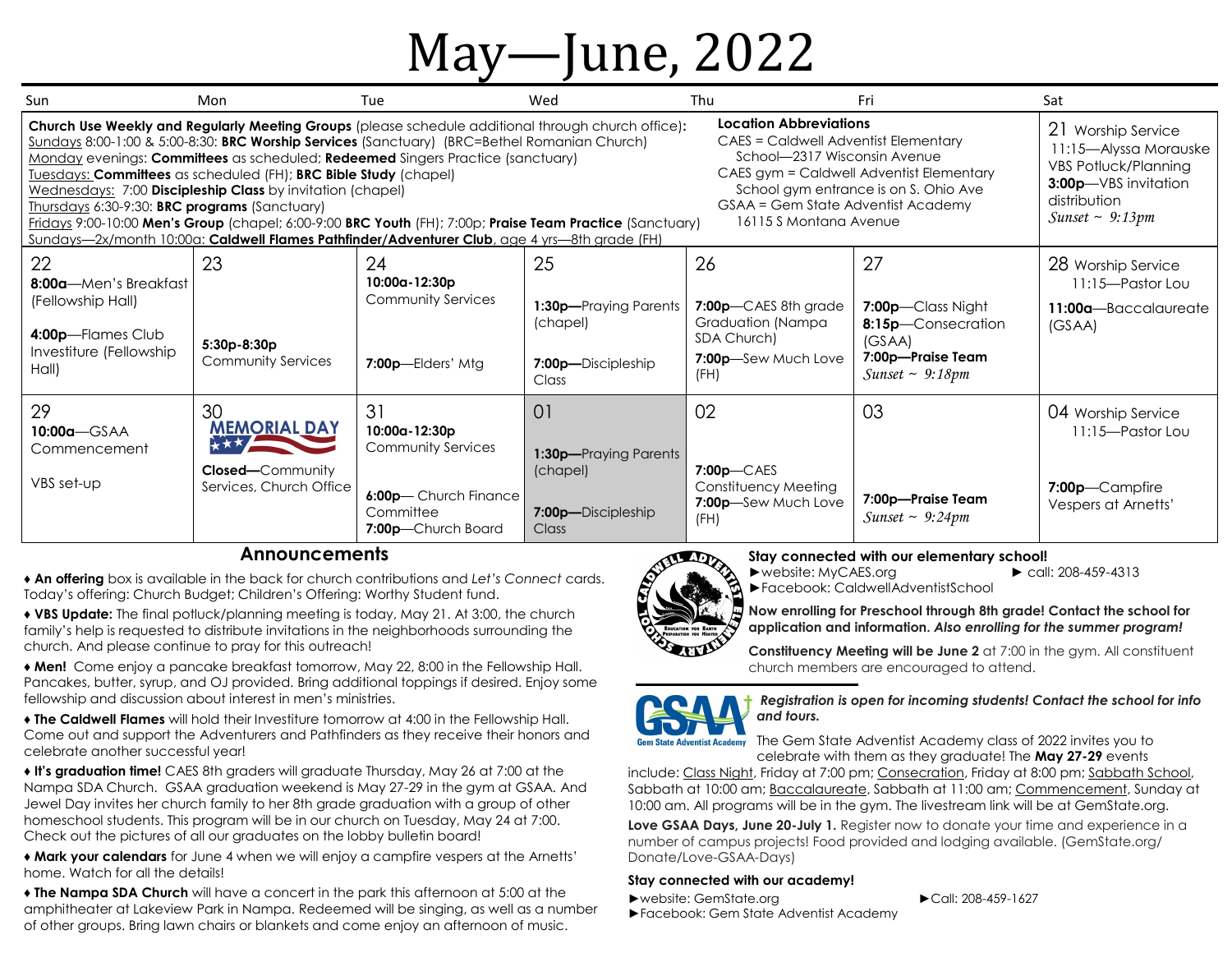# May—June, 2022

| Sun | Mon | Tue | Wed | Thu | Fri | Sat |
|---|---|---|---|---|---|---|
| **Church Use Weekly and Regularly Meeting Groups** (please schedule additional through church office): Sundays 8:00-1:00 & 5:00-8:30: **BRC Worship Services** (Sanctuary) (BRC=Bethel Romanian Church) Monday evenings: **Committees** as scheduled; **Redeemed** Singers Practice (sanctuary) Tuesdays: **Committees** as scheduled (FH); **BRC Bible Study** (chapel) Wednesdays: 7:00 **Discipleship Class** by invitation (chapel) Thursdays 6:30-9:30: **BRC programs** (Sanctuary) Fridays 9:00-10:00 **Men's Group** (chapel; 6:00-9:00 **BRC Youth** (FH); 7:00p; **Praise Team Practice** (Sanctuary) Sundays—2x/month 10:00a: **Caldwell Flames Pathfinder/Adventurer Club**, age 4 yrs—8th grade (FH) | | | | **Location Abbreviations** CAES = Caldwell Adventist Elementary School—2317 Wisconsin Avenue CAES gym = Caldwell Adventist Elementary School gym entrance is on S. Ohio Ave GSAA = Gem State Adventist Academy 16115 S Montana Avenue | | 21 Worship Service 11:15—Alyssa Morauske VBS Potluck/Planning **3:00p**—VBS invitation distribution *Sunset ~ 9:13pm* |
| 22 **8:00a**—Men's Breakfast (Fellowship Hall) **4:00p**—Flames Club Investiture (Fellowship Hall) | 23 **5:30p-8:30p** Community Services | 24 **10:00a-12:30p** Community Services **7:00p**—Elders' Mtg | 25 **1:30p—**Praying Parents (chapel) **7:00p—**Discipleship Class | 26 **7:00p**—CAES 8th grade Graduation (Nampa SDA Church) **7:00p**—Sew Much Love (FH) | 27 **7:00p**—Class Night **8:15p**—Consecration (GSAA) **7:00p—Praise Team** *Sunset ~ 9:18pm* | 28 Worship Service 11:15—Pastor Lou **11:00a**—Baccalaureate (GSAA) |
| 29 **10:00a**—GSAA Commencement VBS set-up | 30 MEMORIAL DAY **Closed—**Community Services, Church Office | 31 **10:00a-12:30p** Community Services **6:00p**— Church Finance Committee **7:00p**—Church Board | 01 **1:30p—**Praying Parents (chapel) **7:00p—**Discipleship Class | 02 **7:00p**—CAES Constituency Meeting **7:00p**—Sew Much Love (FH) | 03 **7:00p—Praise Team** *Sunset ~ 9:24pm* | 04 Worship Service 11:15—Pastor Lou **7:00p**—Campfire Vespers at Arnetts' |

## Announcements

♦ **An offering** box is available in the back for church contributions and *Let's Connect* cards. Today's offering: Church Budget; Children's Offering: Worthy Student fund.

♦ **VBS Update:** The final potluck/planning meeting is today, May 21. At 3:00, the church family's help is requested to distribute invitations in the neighborhoods surrounding the church. And please continue to pray for this outreach!

♦ **Men!** Come enjoy a pancake breakfast tomorrow, May 22, 8:00 in the Fellowship Hall. Pancakes, butter, syrup, and OJ provided. Bring additional toppings if desired. Enjoy some fellowship and discussion about interest in men's ministries.

♦ **The Caldwell Flames** will hold their Investiture tomorrow at 4:00 in the Fellowship Hall. Come out and support the Adventurers and Pathfinders as they receive their honors and celebrate another successful year!

♦ **It's graduation time!** CAES 8th graders will graduate Thursday, May 26 at 7:00 at the Nampa SDA Church. GSAA graduation weekend is May 27-29 in the gym at GSAA. And Jewel Day invites her church family to her 8th grade graduation with a group of other homeschool students. This program will be in our church on Tuesday, May 24 at 7:00. Check out the pictures of all our graduates on the lobby bulletin board!

♦ **Mark your calendars** for June 4 when we will enjoy a campfire vespers at the Arnetts' home. Watch for all the details!

♦ **The Nampa SDA Church** will have a concert in the park this afternoon at 5:00 at the amphitheater at Lakeview Park in Nampa. Redeemed will be singing, as well as a number of other groups. Bring lawn chairs or blankets and come enjoy an afternoon of music.

**Stay connected with our elementary school!**

►website: MyCAES.org ► call: 208-459-4313
►Facebook: CaldwellAdventistSchool

**Now enrolling for Preschool through 8th grade! Contact the school for application and information.** ***Also enrolling for the summer program!***

**Constituency Meeting will be June 2** at 7:00 in the gym. All constituent church members are encouraged to attend.

***Registration is open for incoming students! Contact the school for info and tours.***

The Gem State Adventist Academy class of 2022 invites you to celebrate with them as they graduate! The **May 27-29** events include: Class Night, Friday at 7:00 pm; Consecration, Friday at 8:00 pm; Sabbath School, Sabbath at 10:00 am; Baccalaureate, Sabbath at 11:00 am; Commencement, Sunday at 10:00 am. All programs will be in the gym. The livestream link will be at GemState.org.

**Love GSAA Days, June 20-July 1.** Register now to donate your time and experience in a number of campus projects! Food provided and lodging available. (GemState.org/Donate/Love-GSAA-Days)

**Stay connected with our academy!**

►website: GemState.org ►Call: 208-459-1627
►Facebook: Gem State Adventist Academy